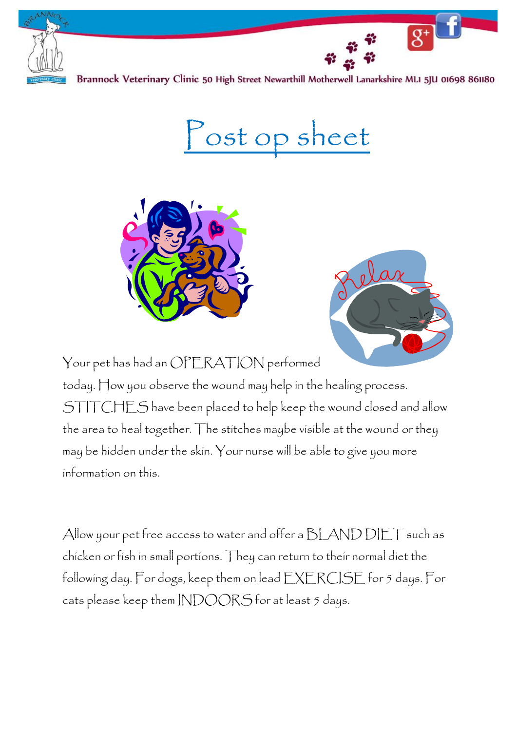Brannock Veterinary Clinic 50 High Street Newarthill Motherwell Lanarkshire ML1 5JU 01698 861180

# Post op sheet

Your pet has had an OPERATION performed today. How you observe the wound may help in the healing process. STITCHES have been placed to help keep the wound closed and allow the area to heal together. The stitches maybe visible at the wound or they may be hidden under the skin. Your nurse will be able to give you more information on this.

Allow your pet free access to water and offer a BLAND DIET such as chicken or fish in small portions. They can return to their normal diet the following day. For dogs, keep them on lead EXERCISE for 5 days. For cats please keep them INDOORS for at least 5 days.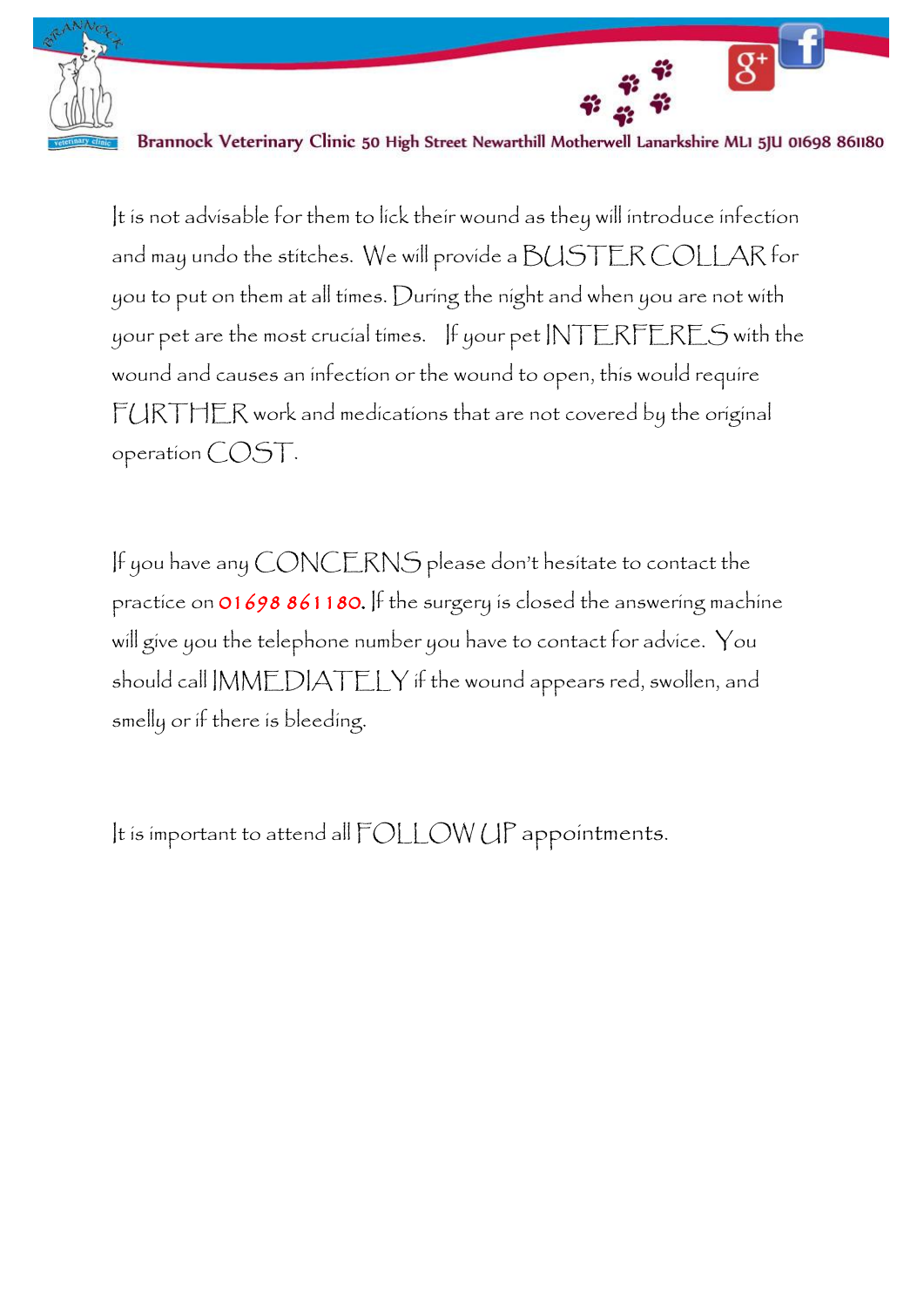It is not advisable for them to lick their wound as they will introduce infection and may undo the stitches. We will provide a BUSTER COLLAR for you to put on them at all times. During the night and when you are not with your pet are the most crucial times. If your pet INTERFERES with the wound and causes an infection or the wound to open, this would require FURTHER work and medications that are not covered by the original operation COST.

If you have any CONCERNS please don't hesitate to contact the practice on 01698 861180. If the surgery is closed the answering machine will give you the telephone number you have to contact for advice. You should call IMMEDIATELY if the wound appears red, swollen, and smelly or if there is bleeding.

It is important to attend all FOLLOW UP appointments.